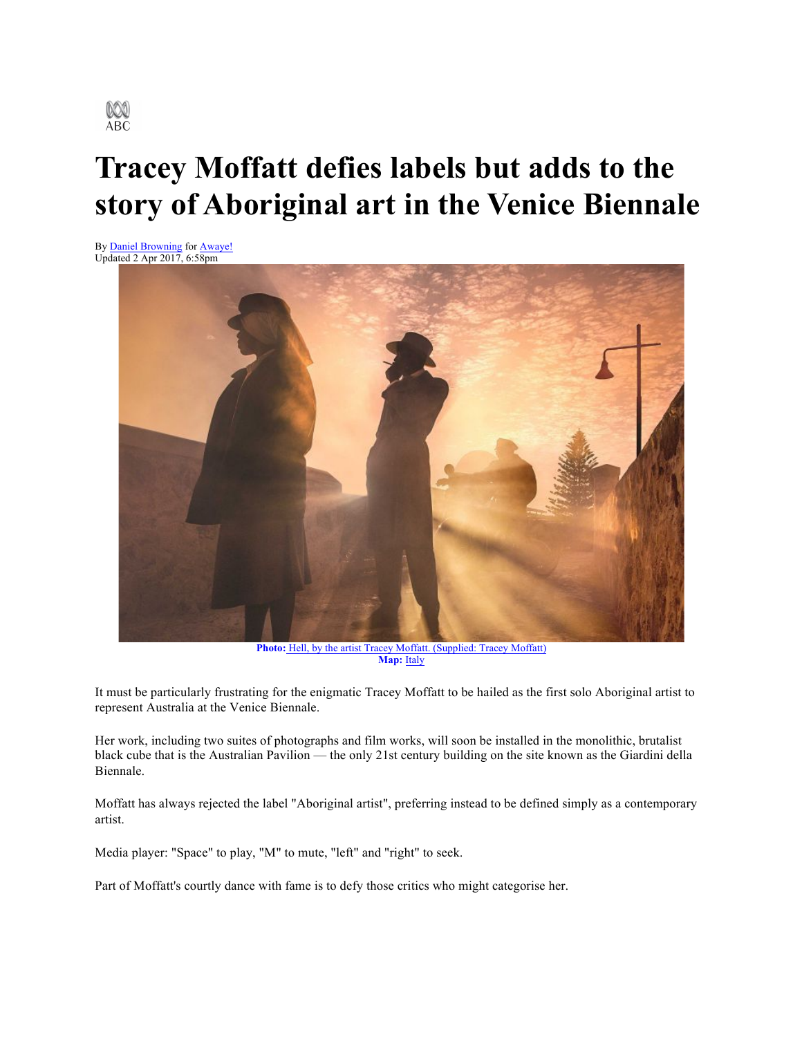ABC

# Tracey Moffatt defies labels but adds to the story of Aboriginal art in the Venice Biennale

By Daniel Browning for Awaye!
Updated 2 Apr 2017, 6:58pm

**Photo:** Hell, by the artist Tracey Moffatt. (Supplied: Tracey Moffatt)
**Map:** Italy

It must be particularly frustrating for the enigmatic Tracey Moffatt to be hailed as the first solo Aboriginal artist to represent Australia at the Venice Biennale.

Her work, including two suites of photographs and film works, will soon be installed in the monolithic, brutalist black cube that is the Australian Pavilion — the only 21st century building on the site known as the Giardini della Biennale.

Moffatt has always rejected the label "Aboriginal artist", preferring instead to be defined simply as a contemporary artist.

Media player: "Space" to play, "M" to mute, "left" and "right" to seek.

Part of Moffatt's courtly dance with fame is to defy those critics who might categorise her.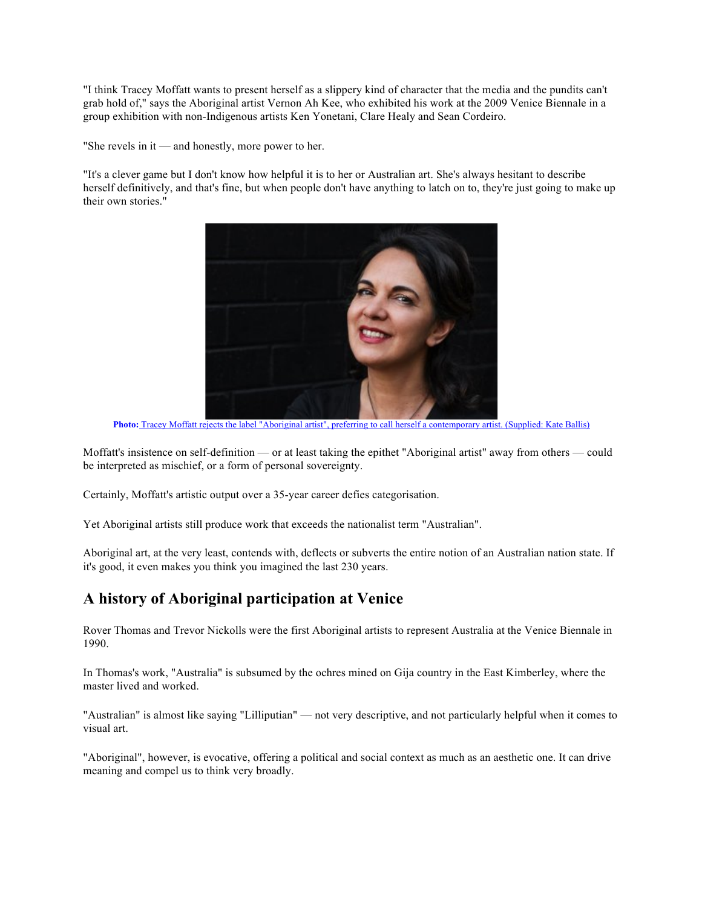"I think Tracey Moffatt wants to present herself as a slippery kind of character that the media and the pundits can't grab hold of," says the Aboriginal artist Vernon Ah Kee, who exhibited his work at the 2009 Venice Biennale in a group exhibition with non-Indigenous artists Ken Yonetani, Clare Healy and Sean Cordeiro.

"She revels in it — and honestly, more power to her.

"It's a clever game but I don't know how helpful it is to her or Australian art. She's always hesitant to describe herself definitively, and that's fine, but when people don't have anything to latch on to, they're just going to make up their own stories."

**Photo:** Tracey Moffatt rejects the label "Aboriginal artist", preferring to call herself a contemporary artist. (Supplied: Kate Ballis)

Moffatt's insistence on self-definition — or at least taking the epithet "Aboriginal artist" away from others — could be interpreted as mischief, or a form of personal sovereignty.

Certainly, Moffatt's artistic output over a 35-year career defies categorisation.

Yet Aboriginal artists still produce work that exceeds the nationalist term "Australian".

Aboriginal art, at the very least, contends with, deflects or subverts the entire notion of an Australian nation state. If it's good, it even makes you think you imagined the last 230 years.

## A history of Aboriginal participation at Venice

Rover Thomas and Trevor Nickolls were the first Aboriginal artists to represent Australia at the Venice Biennale in 1990.

In Thomas's work, "Australia" is subsumed by the ochres mined on Gija country in the East Kimberley, where the master lived and worked.

"Australian" is almost like saying "Lilliputian" — not very descriptive, and not particularly helpful when it comes to visual art.

"Aboriginal", however, is evocative, offering a political and social context as much as an aesthetic one. It can drive meaning and compel us to think very broadly.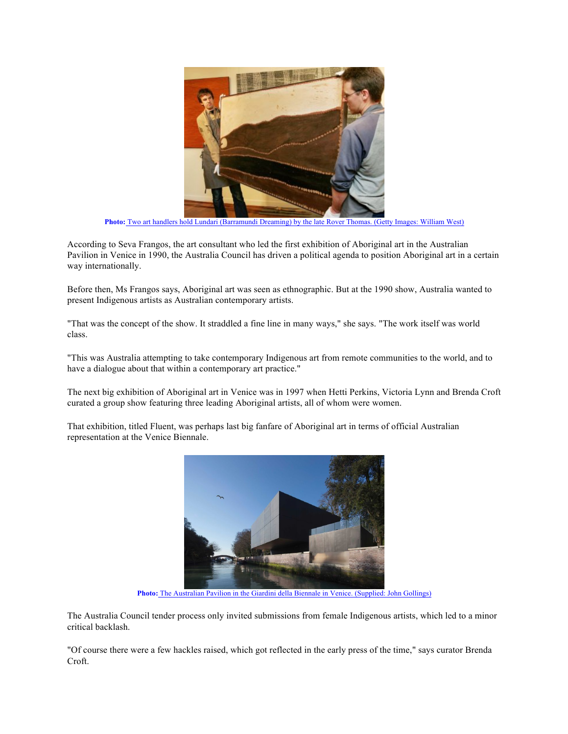**Photo:** Two art handlers hold Lundari (Barramundi Dreaming) by the late Rover Thomas. (Getty Images: William West)

According to Seva Frangos, the art consultant who led the first exhibition of Aboriginal art in the Australian Pavilion in Venice in 1990, the Australia Council has driven a political agenda to position Aboriginal art in a certain way internationally.

Before then, Ms Frangos says, Aboriginal art was seen as ethnographic. But at the 1990 show, Australia wanted to present Indigenous artists as Australian contemporary artists.

"That was the concept of the show. It straddled a fine line in many ways," she says. "The work itself was world class.

"This was Australia attempting to take contemporary Indigenous art from remote communities to the world, and to have a dialogue about that within a contemporary art practice."

The next big exhibition of Aboriginal art in Venice was in 1997 when Hetti Perkins, Victoria Lynn and Brenda Croft curated a group show featuring three leading Aboriginal artists, all of whom were women.

That exhibition, titled Fluent, was perhaps last big fanfare of Aboriginal art in terms of official Australian representation at the Venice Biennale.

**Photo:** The Australian Pavilion in the Giardini della Biennale in Venice. (Supplied: John Gollings)

The Australia Council tender process only invited submissions from female Indigenous artists, which led to a minor critical backlash.

"Of course there were a few hackles raised, which got reflected in the early press of the time," says curator Brenda Croft.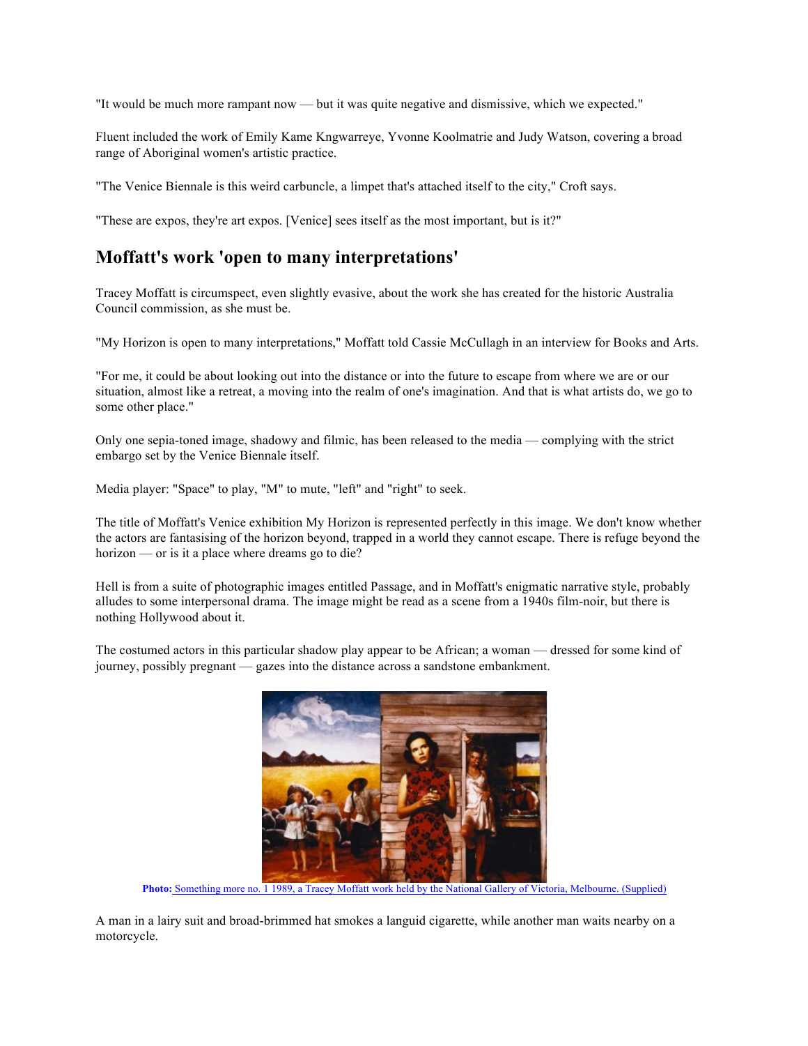"It would be much more rampant now — but it was quite negative and dismissive, which we expected."

Fluent included the work of Emily Kame Kngwarreye, Yvonne Koolmatrie and Judy Watson, covering a broad range of Aboriginal women's artistic practice.

"The Venice Biennale is this weird carbuncle, a limpet that's attached itself to the city," Croft says.

"These are expos, they're art expos. [Venice] sees itself as the most important, but is it?"

## Moffatt's work 'open to many interpretations'

Tracey Moffatt is circumspect, even slightly evasive, about the work she has created for the historic Australia Council commission, as she must be.

"My Horizon is open to many interpretations," Moffatt told Cassie McCullagh in an interview for Books and Arts.

"For me, it could be about looking out into the distance or into the future to escape from where we are or our situation, almost like a retreat, a moving into the realm of one's imagination. And that is what artists do, we go to some other place."

Only one sepia-toned image, shadowy and filmic, has been released to the media — complying with the strict embargo set by the Venice Biennale itself.

Media player: "Space" to play, "M" to mute, "left" and "right" to seek.

The title of Moffatt's Venice exhibition My Horizon is represented perfectly in this image. We don't know whether the actors are fantasising of the horizon beyond, trapped in a world they cannot escape. There is refuge beyond the horizon — or is it a place where dreams go to die?

Hell is from a suite of photographic images entitled Passage, and in Moffatt's enigmatic narrative style, probably alludes to some interpersonal drama. The image might be read as a scene from a 1940s film-noir, but there is nothing Hollywood about it.

The costumed actors in this particular shadow play appear to be African; a woman — dressed for some kind of journey, possibly pregnant — gazes into the distance across a sandstone embankment.

**Photo:** Something more no. 1 1989, a Tracey Moffatt work held by the National Gallery of Victoria, Melbourne. (Supplied)

A man in a lairy suit and broad-brimmed hat smokes a languid cigarette, while another man waits nearby on a motorcycle.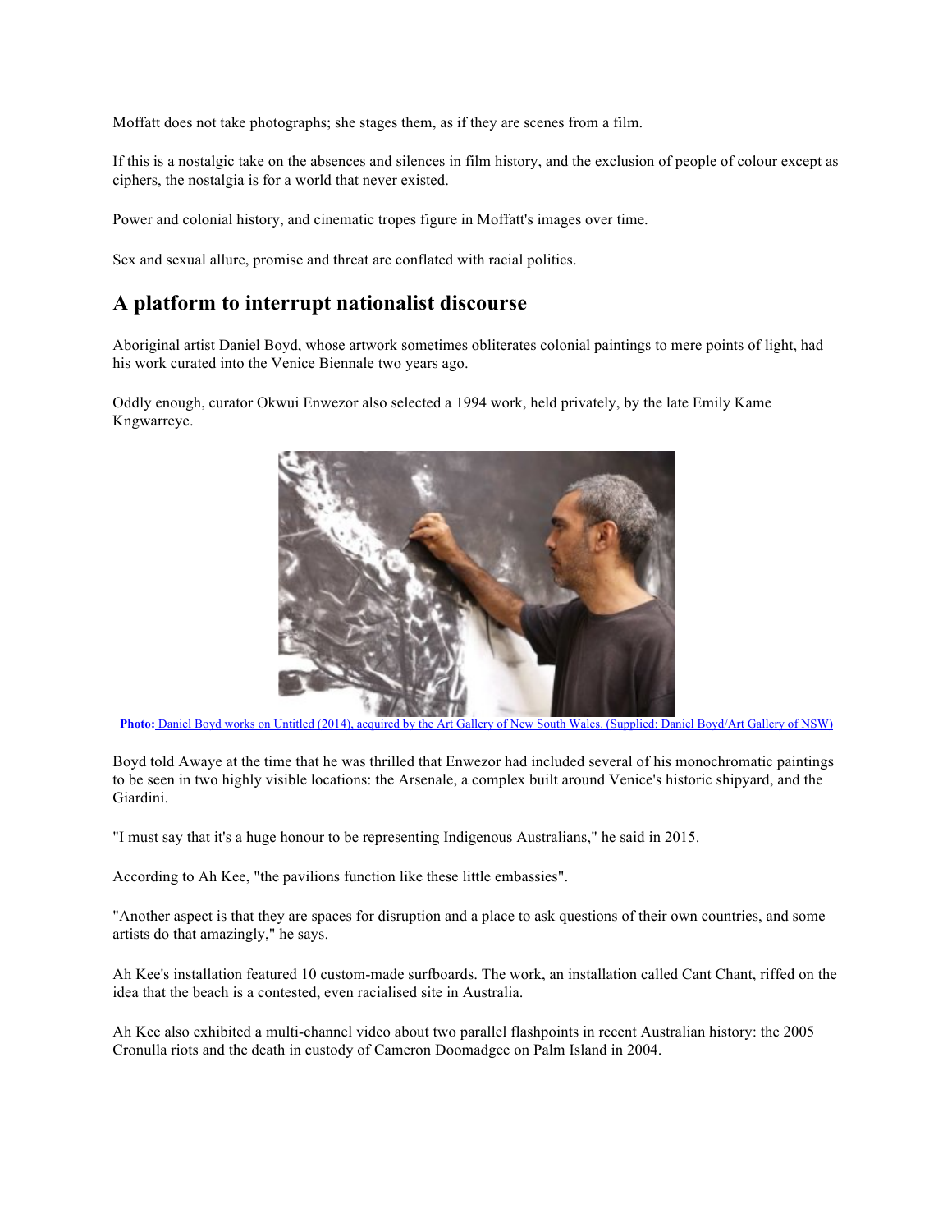Moffatt does not take photographs; she stages them, as if they are scenes from a film.

If this is a nostalgic take on the absences and silences in film history, and the exclusion of people of colour except as ciphers, the nostalgia is for a world that never existed.

Power and colonial history, and cinematic tropes figure in Moffatt's images over time.

Sex and sexual allure, promise and threat are conflated with racial politics.

## A platform to interrupt nationalist discourse

Aboriginal artist Daniel Boyd, whose artwork sometimes obliterates colonial paintings to mere points of light, had his work curated into the Venice Biennale two years ago.

Oddly enough, curator Okwui Enwezor also selected a 1994 work, held privately, by the late Emily Kame Kngwarreye.

**Photo:** Daniel Boyd works on Untitled (2014), acquired by the Art Gallery of New South Wales. (Supplied: Daniel Boyd/Art Gallery of NSW)

Boyd told Awaye at the time that he was thrilled that Enwezor had included several of his monochromatic paintings to be seen in two highly visible locations: the Arsenale, a complex built around Venice's historic shipyard, and the Giardini.

"I must say that it's a huge honour to be representing Indigenous Australians," he said in 2015.

According to Ah Kee, "the pavilions function like these little embassies".

"Another aspect is that they are spaces for disruption and a place to ask questions of their own countries, and some artists do that amazingly," he says.

Ah Kee's installation featured 10 custom-made surfboards. The work, an installation called Cant Chant, riffed on the idea that the beach is a contested, even racialised site in Australia.

Ah Kee also exhibited a multi-channel video about two parallel flashpoints in recent Australian history: the 2005 Cronulla riots and the death in custody of Cameron Doomadgee on Palm Island in 2004.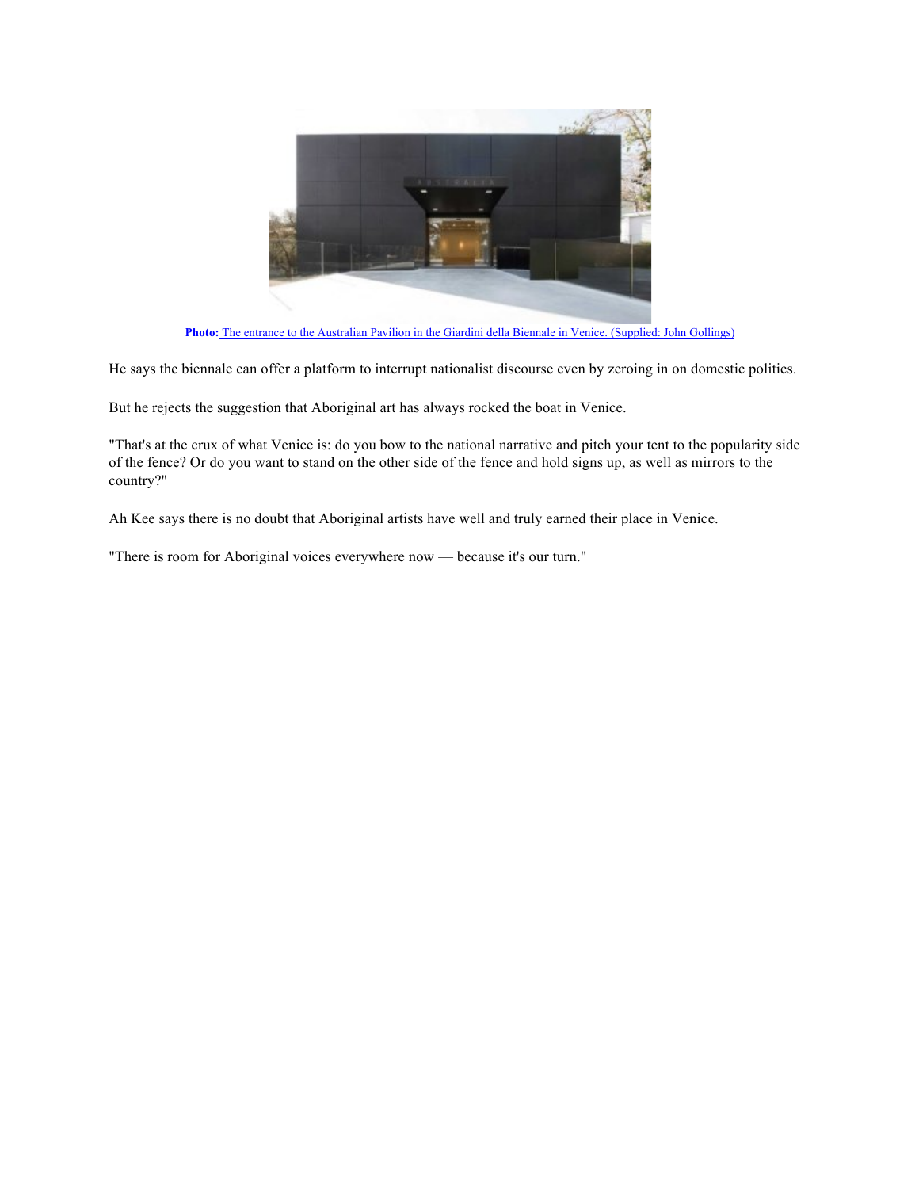**Photo:** The entrance to the Australian Pavilion in the Giardini della Biennale in Venice. (Supplied: John Gollings)

He says the biennale can offer a platform to interrupt nationalist discourse even by zeroing in on domestic politics.

But he rejects the suggestion that Aboriginal art has always rocked the boat in Venice.

"That's at the crux of what Venice is: do you bow to the national narrative and pitch your tent to the popularity side of the fence? Or do you want to stand on the other side of the fence and hold signs up, as well as mirrors to the country?"

Ah Kee says there is no doubt that Aboriginal artists have well and truly earned their place in Venice.

"There is room for Aboriginal voices everywhere now — because it's our turn."